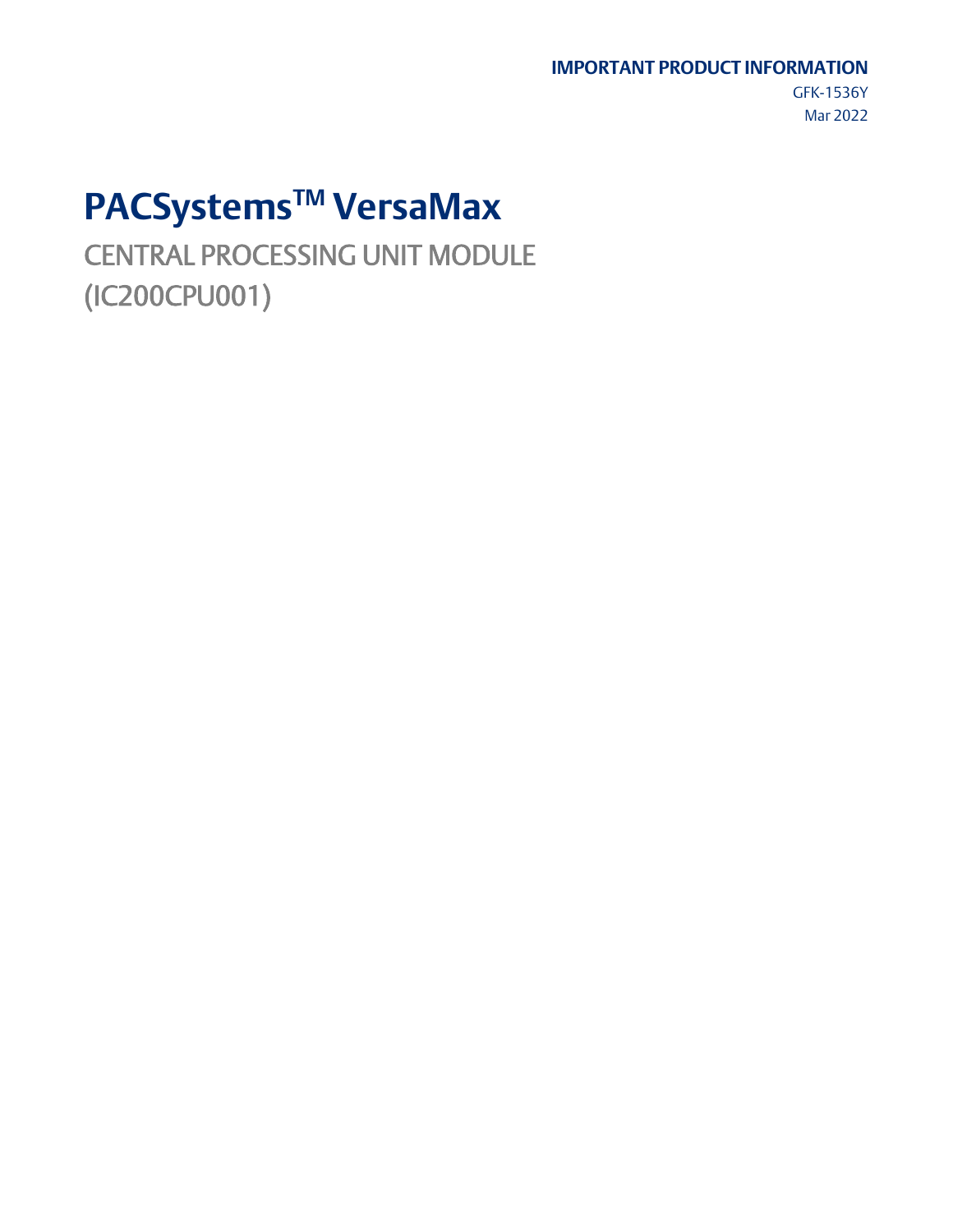**IMPORTANT PRODUCT INFORMATION**

GFK-1536Y

Mar 2022

# PACSystems™ VersaMax

## CENTRAL PROCESSING UNIT MODULE (IC200CPU001)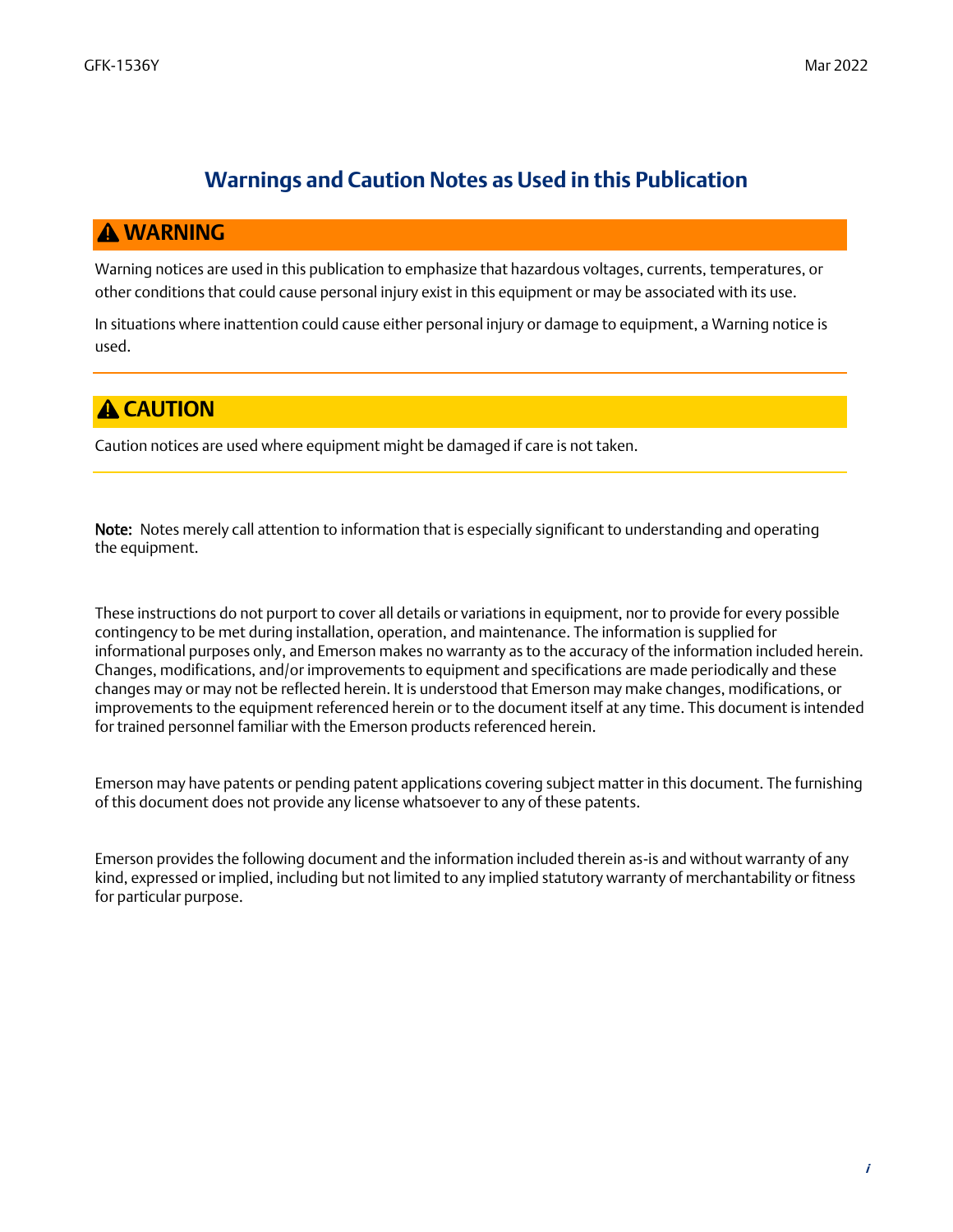# Warnings and Caution Notes as Used in this Publication

## ⚠ WARNING

Warning notices are used in this publication to emphasize that hazardous voltages, currents, temperatures, or other conditions that could cause personal injury exist in this equipment or may be associated with its use.

In situations where inattention could cause either personal injury or damage to equipment, a Warning notice is used.

## ⚠ CAUTION

Caution notices are used where equipment might be damaged if care is not taken.

**Note:** Notes merely call attention to information that is especially significant to understanding and operating the equipment.

These instructions do not purport to cover all details or variations in equipment, nor to provide for every possible contingency to be met during installation, operation, and maintenance. The information is supplied for informational purposes only, and Emerson makes no warranty as to the accuracy of the information included herein. Changes, modifications, and/or improvements to equipment and specifications are made periodically and these changes may or may not be reflected herein. It is understood that Emerson may make changes, modifications, or improvements to the equipment referenced herein or to the document itself at any time. This document is intended for trained personnel familiar with the Emerson products referenced herein.

Emerson may have patents or pending patent applications covering subject matter in this document. The furnishing of this document does not provide any license whatsoever to any of these patents.

Emerson provides the following document and the information included therein as-is and without warranty of any kind, expressed or implied, including but not limited to any implied statutory warranty of merchantability or fitness for particular purpose.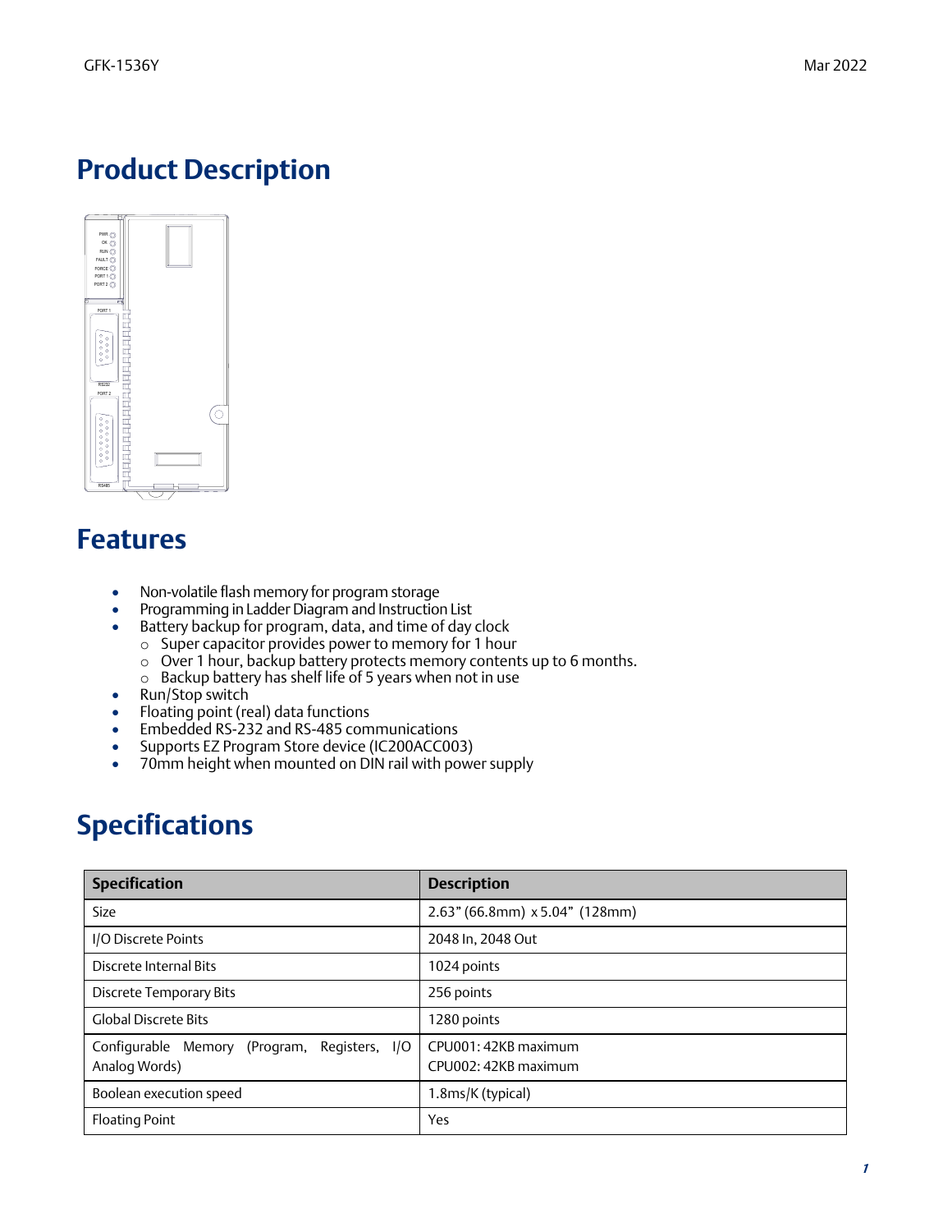# Product Description

# Features

- Non-volatile flash memory for program storage
- Programming in Ladder Diagram and Instruction List
- Battery backup for program, data, and time of day clock
  - Super capacitor provides power to memory for 1 hour
  - Over 1 hour, backup battery protects memory contents up to 6 months.
  - Backup battery has shelf life of 5 years when not in use
- Run/Stop switch
- Floating point (real) data functions
- Embedded RS-232 and RS-485 communications
- Supports EZ Program Store device (IC200ACC003)
- 70mm height when mounted on DIN rail with power supply

# Specifications

| Specification | Description |
|---|---|
| Size | 2.63" (66.8mm) x 5.04" (128mm) |
| I/O Discrete Points | 2048 In, 2048 Out |
| Discrete Internal Bits | 1024 points |
| Discrete Temporary Bits | 256 points |
| Global Discrete Bits | 1280 points |
| Configurable Memory (Program, Registers, I/O Analog Words) | CPU001: 42KB maximum<br>CPU002: 42KB maximum |
| Boolean execution speed | 1.8ms/K (typical) |
| Floating Point | Yes |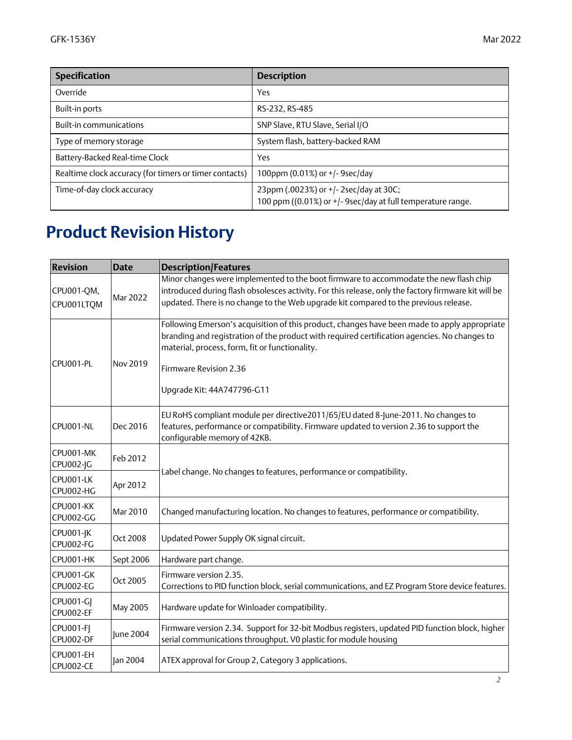| Specification | Description |
| --- | --- |
| Override | Yes |
| Built-in ports | RS-232, RS-485 |
| Built-in communications | SNP Slave, RTU Slave, Serial I/O |
| Type of memory storage | System flash, battery-backed RAM |
| Battery-Backed Real-time Clock | Yes |
| Realtime clock accuracy (for timers or timer contacts) | 100ppm (0.01%) or +/- 9sec/day |
| Time-of-day clock accuracy | 23ppm (.0023%) or +/- 2sec/day at 30C;<br>100 ppm ((0.01%) or +/- 9sec/day at full temperature range. |

# Product Revision History

| Revision | Date | Description/Features |
| --- | --- | --- |
| CPU001-QM, CPU001LTQM | Mar 2022 | Minor changes were implemented to the boot firmware to accommodate the new flash chip introduced during flash obsolesces activity. For this release, only the factory firmware kit will be updated. There is no change to the Web upgrade kit compared to the previous release. |
| CPU001-PL | Nov 2019 | Following Emerson's acquisition of this product, changes have been made to apply appropriate branding and registration of the product with required certification agencies. No changes to material, process, form, fit or functionality.<br><br>Firmware Revision 2.36<br><br>Upgrade Kit: 44A747796-G11 |
| CPU001-NL | Dec 2016 | EU RoHS compliant module per directive2011/65/EU dated 8-June-2011. No changes to features, performance or compatibility. Firmware updated to version 2.36 to support the configurable memory of 42KB. |
| CPU001-MK<br>CPU002-JG | Feb 2012 | Label change. No changes to features, performance or compatibility. |
| CPU001-LK<br>CPU002-HG | Apr 2012 | |
| CPU001-KK<br>CPU002-GG | Mar 2010 | Changed manufacturing location. No changes to features, performance or compatibility. |
| CPU001-JK<br>CPU002-FG | Oct 2008 | Updated Power Supply OK signal circuit. |
| CPU001-HK | Sept 2006 | Hardware part change. |
| CPU001-GK<br>CPU002-EG | Oct 2005 | Firmware version 2.35.<br>Corrections to PID function block, serial communications, and EZ Program Store device features. |
| CPU001-GJ<br>CPU002-EF | May 2005 | Hardware update for Winloader compatibility. |
| CPU001-FJ<br>CPU002-DF | June 2004 | Firmware version 2.34. Support for 32-bit Modbus registers, updated PID function block, higher serial communications throughput. V0 plastic for module housing |
| CPU001-EH<br>CPU002-CE | Jan 2004 | ATEX approval for Group 2, Category 3 applications. |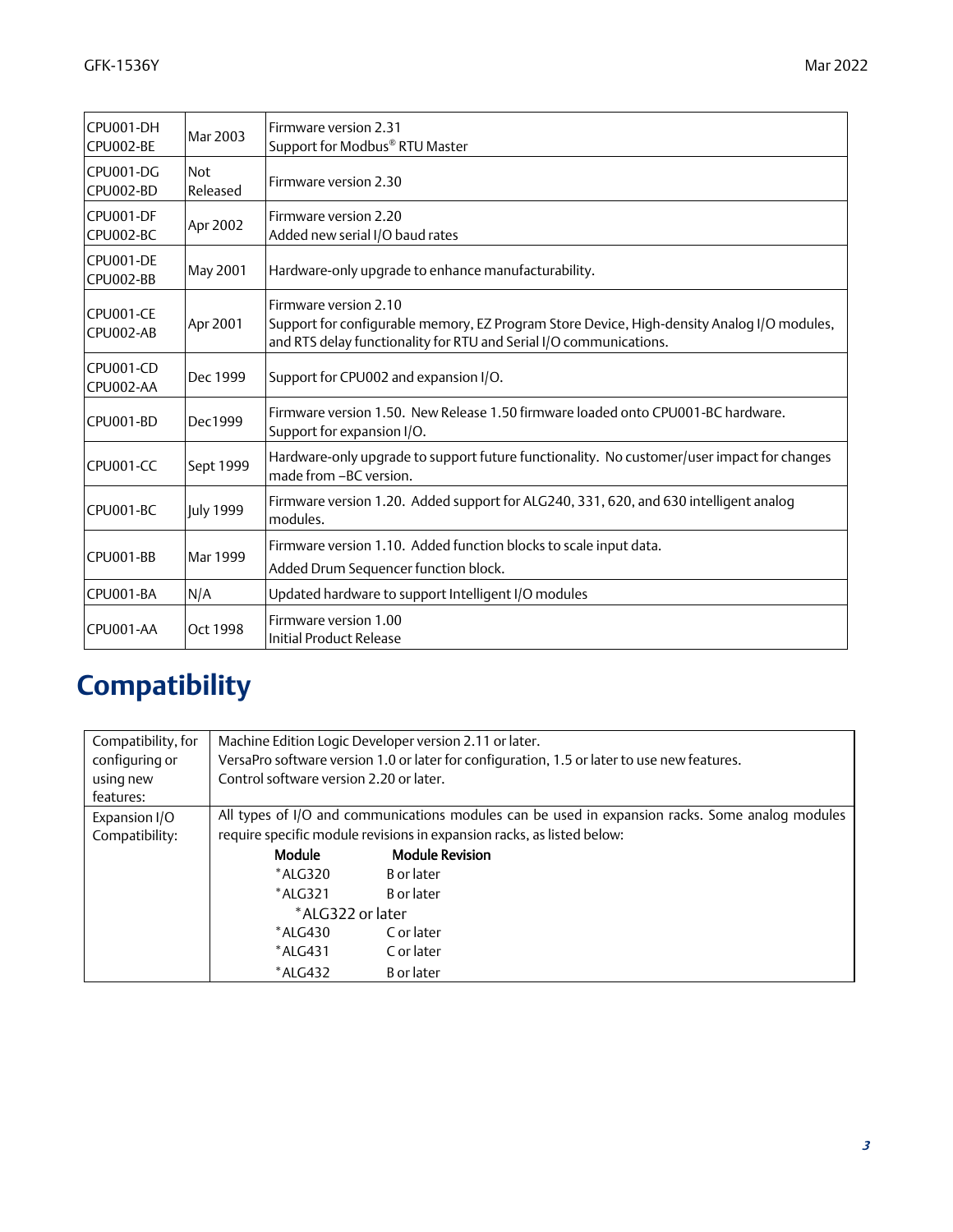| | | |
|---|---|---|
| CPU001-DH<br>CPU002-BE | Mar 2003 | Firmware version 2.31<br>Support for Modbus® RTU Master |
| CPU001-DG<br>CPU002-BD | Not Released | Firmware version 2.30 |
| CPU001-DF<br>CPU002-BC | Apr 2002 | Firmware version 2.20<br>Added new serial I/O baud rates |
| CPU001-DE<br>CPU002-BB | May 2001 | Hardware-only upgrade to enhance manufacturability. |
| CPU001-CE<br>CPU002-AB | Apr 2001 | Firmware version 2.10<br>Support for configurable memory, EZ Program Store Device, High-density Analog I/O modules, and RTS delay functionality for RTU and Serial I/O communications. |
| CPU001-CD<br>CPU002-AA | Dec 1999 | Support for CPU002 and expansion I/O. |
| CPU001-BD | Dec1999 | Firmware version 1.50. New Release 1.50 firmware loaded onto CPU001-BC hardware. Support for expansion I/O. |
| CPU001-CC | Sept 1999 | Hardware-only upgrade to support future functionality. No customer/user impact for changes made from –BC version. |
| CPU001-BC | July 1999 | Firmware version 1.20. Added support for ALG240, 331, 620, and 630 intelligent analog modules. |
| CPU001-BB | Mar 1999 | Firmware version 1.10. Added function blocks to scale input data.<br>Added Drum Sequencer function block. |
| CPU001-BA | N/A | Updated hardware to support Intelligent I/O modules |
| CPU001-AA | Oct 1998 | Firmware version 1.00<br>Initial Product Release |

# Compatibility

| | |
|---|---|
| Compatibility, for configuring or using new features: | Machine Edition Logic Developer version 2.11 or later.<br>VersaPro software version 1.0 or later for configuration, 1.5 or later to use new features.<br>Control software version 2.20 or later. |
| Expansion I/O Compatibility: | All types of I/O and communications modules can be used in expansion racks. Some analog modules require specific module revisions in expansion racks, as listed below:<br>**Module** — **Module Revision**<br>*ALG320 — B or later<br>*ALG321 — B or later<br>*ALG322 or later<br>*ALG430 — C or later<br>*ALG431 — C or later<br>*ALG432 — B or later |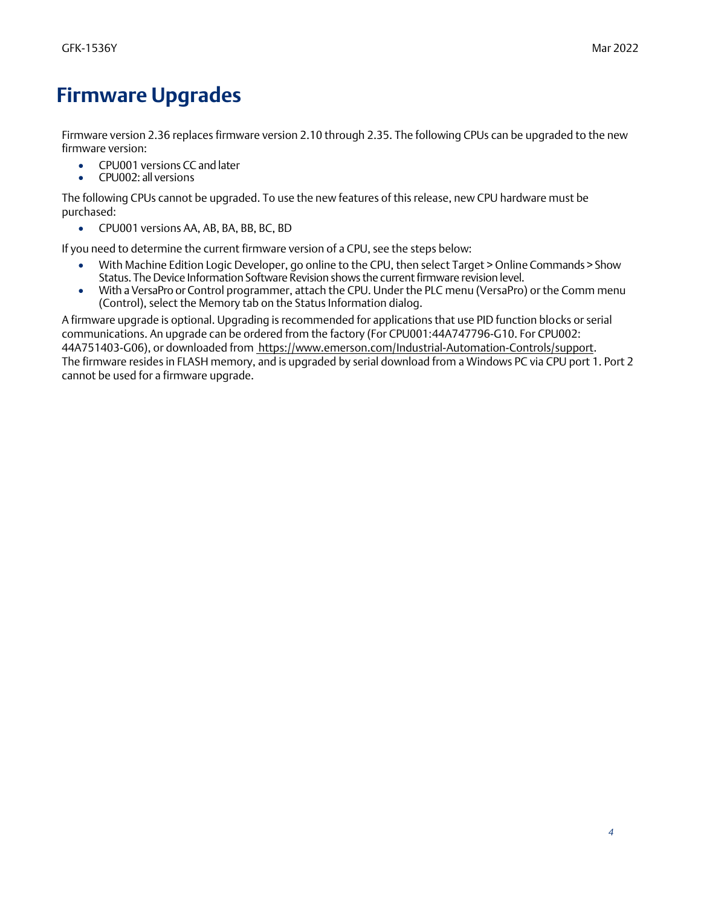# Firmware Upgrades

Firmware version 2.36 replaces firmware version 2.10 through 2.35. The following CPUs can be upgraded to the new firmware version:

- CPU001 versions CC and later
- CPU002: all versions

The following CPUs cannot be upgraded. To use the new features of this release, new CPU hardware must be purchased:

- CPU001 versions AA, AB, BA, BB, BC, BD

If you need to determine the current firmware version of a CPU, see the steps below:

- With Machine Edition Logic Developer, go online to the CPU, then select Target > Online Commands > Show Status. The Device Information Software Revision shows the current firmware revision level.
- With a VersaPro or Control programmer, attach the CPU. Under the PLC menu (VersaPro) or the Comm menu (Control), select the Memory tab on the Status Information dialog.

A firmware upgrade is optional. Upgrading is recommended for applications that use PID function blocks or serial communications. An upgrade can be ordered from the factory (For CPU001:44A747796-G10. For CPU002: 44A751403-G06), or downloaded from https://www.emerson.com/Industrial-Automation-Controls/support. The firmware resides in FLASH memory, and is upgraded by serial download from a Windows PC via CPU port 1. Port 2 cannot be used for a firmware upgrade.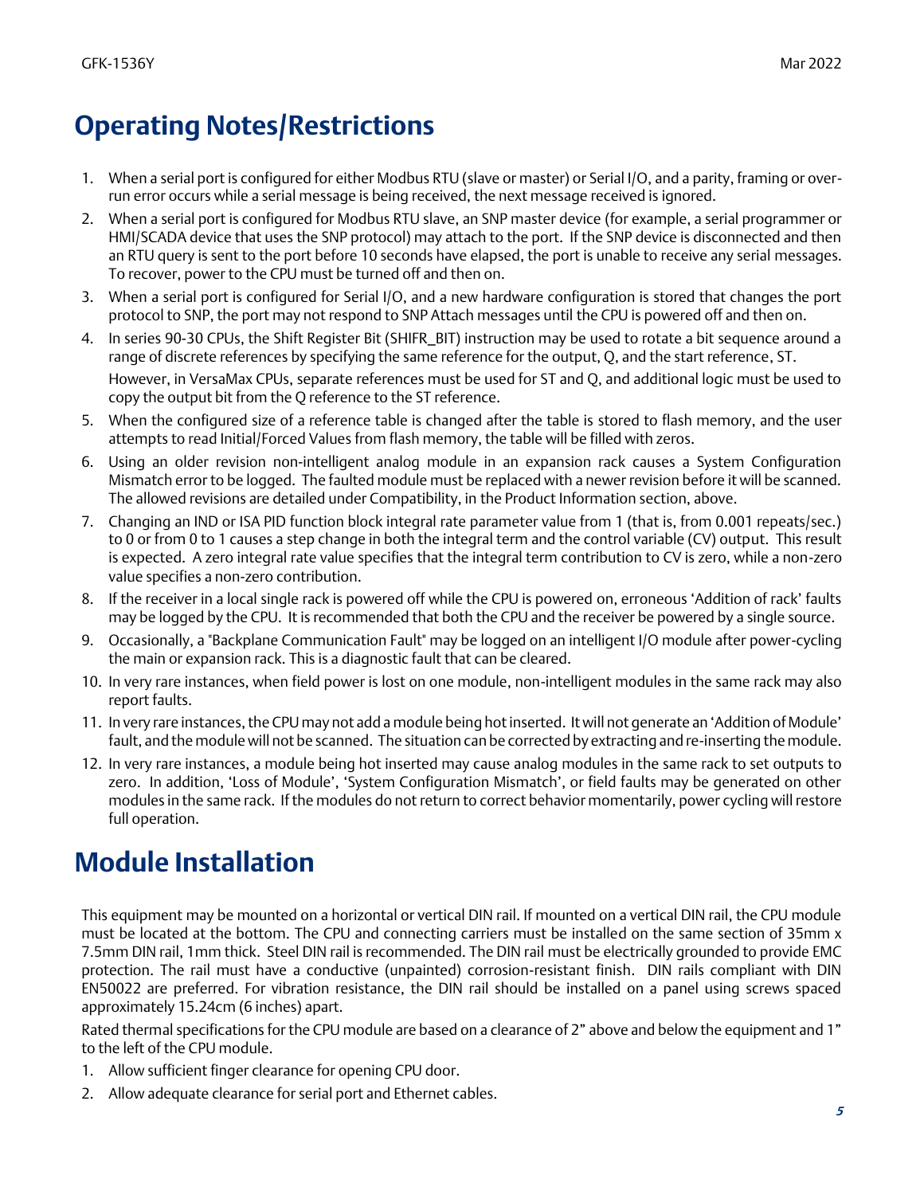# Operating Notes/Restrictions

1. When a serial port is configured for either Modbus RTU (slave or master) or Serial I/O, and a parity, framing or over-run error occurs while a serial message is being received, the next message received is ignored.
2. When a serial port is configured for Modbus RTU slave, an SNP master device (for example, a serial programmer or HMI/SCADA device that uses the SNP protocol) may attach to the port. If the SNP device is disconnected and then an RTU query is sent to the port before 10 seconds have elapsed, the port is unable to receive any serial messages. To recover, power to the CPU must be turned off and then on.
3. When a serial port is configured for Serial I/O, and a new hardware configuration is stored that changes the port protocol to SNP, the port may not respond to SNP Attach messages until the CPU is powered off and then on.
4. In series 90-30 CPUs, the Shift Register Bit (SHIFR_BIT) instruction may be used to rotate a bit sequence around a range of discrete references by specifying the same reference for the output, Q, and the start reference, ST.

   However, in VersaMax CPUs, separate references must be used for ST and Q, and additional logic must be used to copy the output bit from the Q reference to the ST reference.
5. When the configured size of a reference table is changed after the table is stored to flash memory, and the user attempts to read Initial/Forced Values from flash memory, the table will be filled with zeros.
6. Using an older revision non-intelligent analog module in an expansion rack causes a System Configuration Mismatch error to be logged. The faulted module must be replaced with a newer revision before it will be scanned. The allowed revisions are detailed under Compatibility, in the Product Information section, above.
7. Changing an IND or ISA PID function block integral rate parameter value from 1 (that is, from 0.001 repeats/sec.) to 0 or from 0 to 1 causes a step change in both the integral term and the control variable (CV) output. This result is expected. A zero integral rate value specifies that the integral term contribution to CV is zero, while a non-zero value specifies a non-zero contribution.
8. If the receiver in a local single rack is powered off while the CPU is powered on, erroneous 'Addition of rack' faults may be logged by the CPU. It is recommended that both the CPU and the receiver be powered by a single source.
9. Occasionally, a "Backplane Communication Fault" may be logged on an intelligent I/O module after power-cycling the main or expansion rack. This is a diagnostic fault that can be cleared.
10. In very rare instances, when field power is lost on one module, non-intelligent modules in the same rack may also report faults.
11. In very rare instances, the CPU may not add a module being hot inserted. It will not generate an 'Addition of Module' fault, and the module will not be scanned. The situation can be corrected by extracting and re-inserting the module.
12. In very rare instances, a module being hot inserted may cause analog modules in the same rack to set outputs to zero. In addition, 'Loss of Module', 'System Configuration Mismatch', or field faults may be generated on other modules in the same rack. If the modules do not return to correct behavior momentarily, power cycling will restore full operation.

# Module Installation

This equipment may be mounted on a horizontal or vertical DIN rail. If mounted on a vertical DIN rail, the CPU module must be located at the bottom. The CPU and connecting carriers must be installed on the same section of 35mm x 7.5mm DIN rail, 1mm thick. Steel DIN rail is recommended. The DIN rail must be electrically grounded to provide EMC protection. The rail must have a conductive (unpainted) corrosion-resistant finish. DIN rails compliant with DIN EN50022 are preferred. For vibration resistance, the DIN rail should be installed on a panel using screws spaced approximately 15.24cm (6 inches) apart.

Rated thermal specifications for the CPU module are based on a clearance of 2" above and below the equipment and 1" to the left of the CPU module.

1. Allow sufficient finger clearance for opening CPU door.
2. Allow adequate clearance for serial port and Ethernet cables.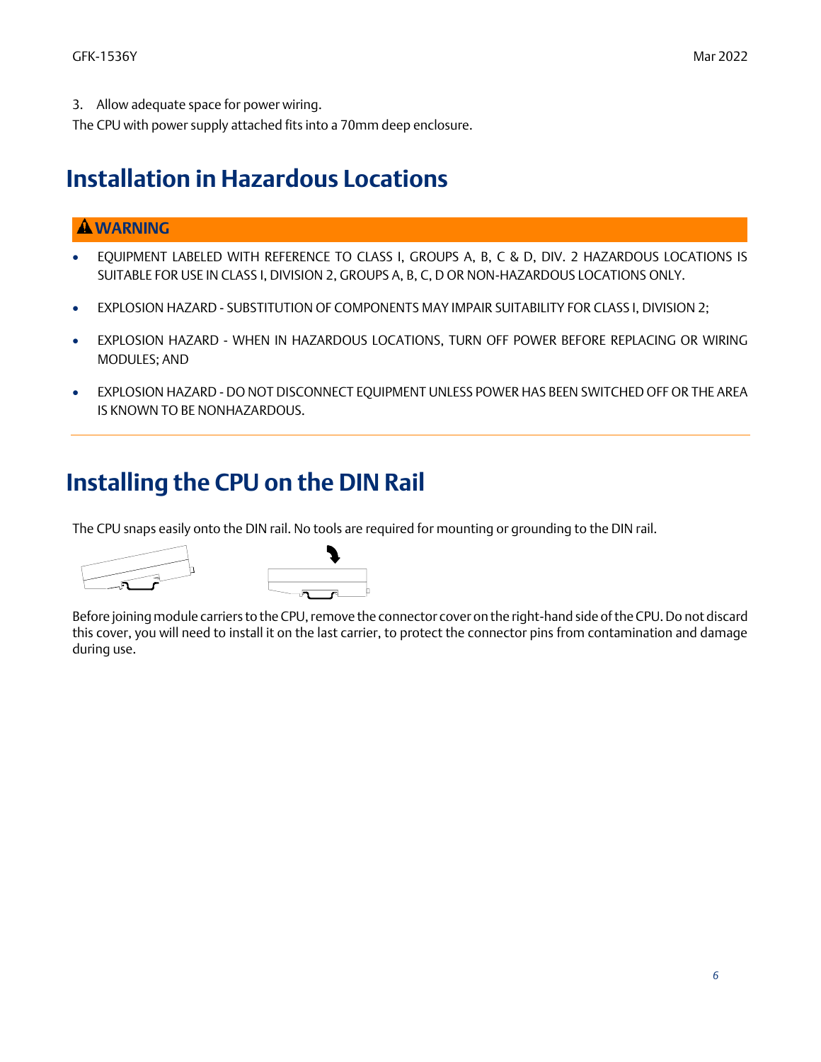3. Allow adequate space for power wiring.

The CPU with power supply attached fits into a 70mm deep enclosure.

# Installation in Hazardous Locations

**⚠ WARNING**

- EQUIPMENT LABELED WITH REFERENCE TO CLASS I, GROUPS A, B, C & D, DIV. 2 HAZARDOUS LOCATIONS IS SUITABLE FOR USE IN CLASS I, DIVISION 2, GROUPS A, B, C, D OR NON-HAZARDOUS LOCATIONS ONLY.
- EXPLOSION HAZARD - SUBSTITUTION OF COMPONENTS MAY IMPAIR SUITABILITY FOR CLASS I, DIVISION 2;
- EXPLOSION HAZARD - WHEN IN HAZARDOUS LOCATIONS, TURN OFF POWER BEFORE REPLACING OR WIRING MODULES; AND
- EXPLOSION HAZARD - DO NOT DISCONNECT EQUIPMENT UNLESS POWER HAS BEEN SWITCHED OFF OR THE AREA IS KNOWN TO BE NONHAZARDOUS.

# Installing the CPU on the DIN Rail

The CPU snaps easily onto the DIN rail. No tools are required for mounting or grounding to the DIN rail.

Before joining module carriers to the CPU, remove the connector cover on the right-hand side of the CPU. Do not discard this cover, you will need to install it on the last carrier, to protect the connector pins from contamination and damage during use.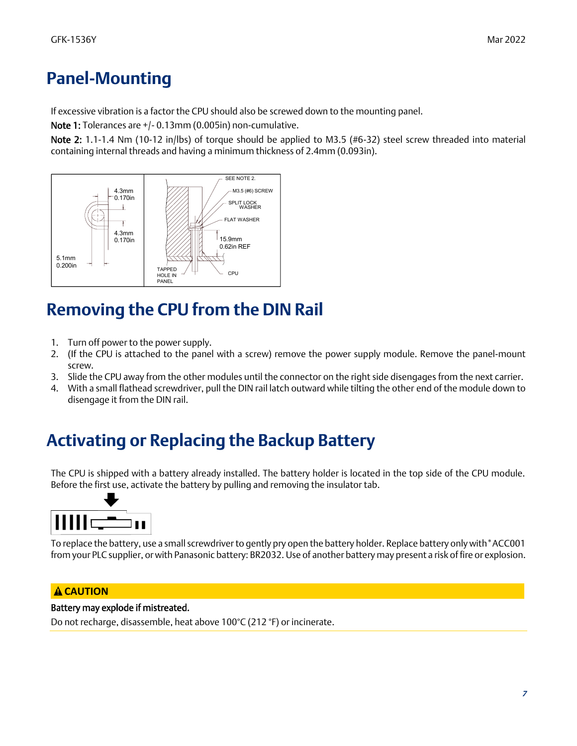# Panel-Mounting

If excessive vibration is a factor the CPU should also be screwed down to the mounting panel.

**Note 1:** Tolerances are +/- 0.13mm (0.005in) non-cumulative.

**Note 2:** 1.1-1.4 Nm (10-12 in/lbs) of torque should be applied to M3.5 (#6-32) steel screw threaded into material containing internal threads and having a minimum thickness of 2.4mm (0.093in).

# Removing the CPU from the DIN Rail

1. Turn off power to the power supply.
2. (If the CPU is attached to the panel with a screw) remove the power supply module. Remove the panel-mount screw.
3. Slide the CPU away from the other modules until the connector on the right side disengages from the next carrier.
4. With a small flathead screwdriver, pull the DIN rail latch outward while tilting the other end of the module down to disengage it from the DIN rail.

# Activating or Replacing the Backup Battery

The CPU is shipped with a battery already installed. The battery holder is located in the top side of the CPU module. Before the first use, activate the battery by pulling and removing the insulator tab.

To replace the battery, use a small screwdriver to gently pry open the battery holder. Replace battery only with *ACC001 from your PLC supplier, or with Panasonic battery: BR2032. Use of another battery may present a risk of fire or explosion.

**⚠ CAUTION**

**Battery may explode if mistreated.**

Do not recharge, disassemble, heat above 100°C (212 °F) or incinerate.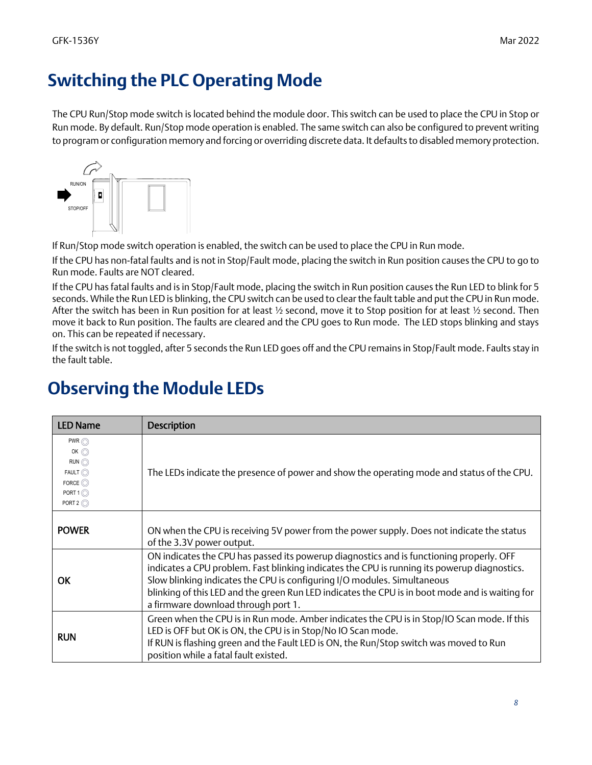# Switching the PLC Operating Mode

The CPU Run/Stop mode switch is located behind the module door. This switch can be used to place the CPU in Stop or Run mode. By default. Run/Stop mode operation is enabled. The same switch can also be configured to prevent writing to program or configuration memory and forcing or overriding discrete data. It defaults to disabled memory protection.

If Run/Stop mode switch operation is enabled, the switch can be used to place the CPU in Run mode.

If the CPU has non-fatal faults and is not in Stop/Fault mode, placing the switch in Run position causes the CPU to go to Run mode. Faults are NOT cleared.

If the CPU has fatal faults and is in Stop/Fault mode, placing the switch in Run position causes the Run LED to blink for 5 seconds. While the Run LED is blinking, the CPU switch can be used to clear the fault table and put the CPU in Run mode. After the switch has been in Run position for at least ½ second, move it to Stop position for at least ½ second. Then move it back to Run position. The faults are cleared and the CPU goes to Run mode. The LED stops blinking and stays on. This can be repeated if necessary.

If the switch is not toggled, after 5 seconds the Run LED goes off and the CPU remains in Stop/Fault mode. Faults stay in the fault table.

# Observing the Module LEDs

| LED Name | Description |
|---|---|
| PWR, OK, RUN, FAULT, FORCE, PORT 1, PORT 2 | The LEDs indicate the presence of power and show the operating mode and status of the CPU. |
| **POWER** | ON when the CPU is receiving 5V power from the power supply. Does not indicate the status of the 3.3V power output. |
| **OK** | ON indicates the CPU has passed its powerup diagnostics and is functioning properly. OFF indicates a CPU problem. Fast blinking indicates the CPU is running its powerup diagnostics. Slow blinking indicates the CPU is configuring I/O modules. Simultaneous blinking of this LED and the green Run LED indicates the CPU is in boot mode and is waiting for a firmware download through port 1. |
| **RUN** | Green when the CPU is in Run mode. Amber indicates the CPU is in Stop/IO Scan mode. If this LED is OFF but OK is ON, the CPU is in Stop/No IO Scan mode.<br>If RUN is flashing green and the Fault LED is ON, the Run/Stop switch was moved to Run position while a fatal fault existed. |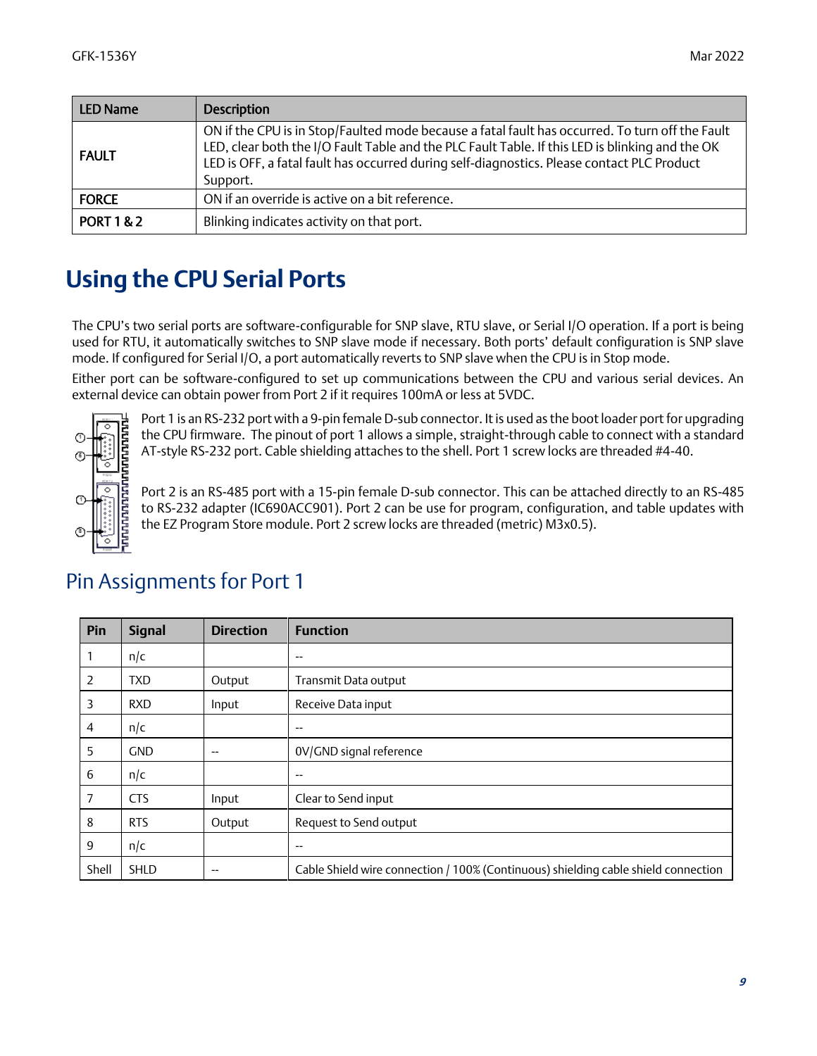| LED Name | Description |
| --- | --- |
| FAULT | ON if the CPU is in Stop/Faulted mode because a fatal fault has occurred. To turn off the Fault LED, clear both the I/O Fault Table and the PLC Fault Table. If this LED is blinking and the OK LED is OFF, a fatal fault has occurred during self-diagnostics. Please contact PLC Product Support. |
| FORCE | ON if an override is active on a bit reference. |
| PORT 1 & 2 | Blinking indicates activity on that port. |

# Using the CPU Serial Ports

The CPU's two serial ports are software-configurable for SNP slave, RTU slave, or Serial I/O operation. If a port is being used for RTU, it automatically switches to SNP slave mode if necessary. Both ports' default configuration is SNP slave mode. If configured for Serial I/O, a port automatically reverts to SNP slave when the CPU is in Stop mode.

Either port can be software-configured to set up communications between the CPU and various serial devices. An external device can obtain power from Port 2 if it requires 100mA or less at 5VDC.

Port 1 is an RS-232 port with a 9-pin female D-sub connector. It is used as the boot loader port for upgrading the CPU firmware. The pinout of port 1 allows a simple, straight-through cable to connect with a standard AT-style RS-232 port. Cable shielding attaches to the shell. Port 1 screw locks are threaded #4-40.

Port 2 is an RS-485 port with a 15-pin female D-sub connector. This can be attached directly to an RS-485 to RS-232 adapter (IC690ACC901). Port 2 can be use for program, configuration, and table updates with the EZ Program Store module. Port 2 screw locks are threaded (metric) M3x0.5).

## Pin Assignments for Port 1

| Pin | Signal | Direction | Function |
| --- | --- | --- | --- |
| 1 | n/c | | -- |
| 2 | TXD | Output | Transmit Data output |
| 3 | RXD | Input | Receive Data input |
| 4 | n/c | | -- |
| 5 | GND | -- | 0V/GND signal reference |
| 6 | n/c | | -- |
| 7 | CTS | Input | Clear to Send input |
| 8 | RTS | Output | Request to Send output |
| 9 | n/c | | -- |
| Shell | SHLD | -- | Cable Shield wire connection / 100% (Continuous) shielding cable shield connection |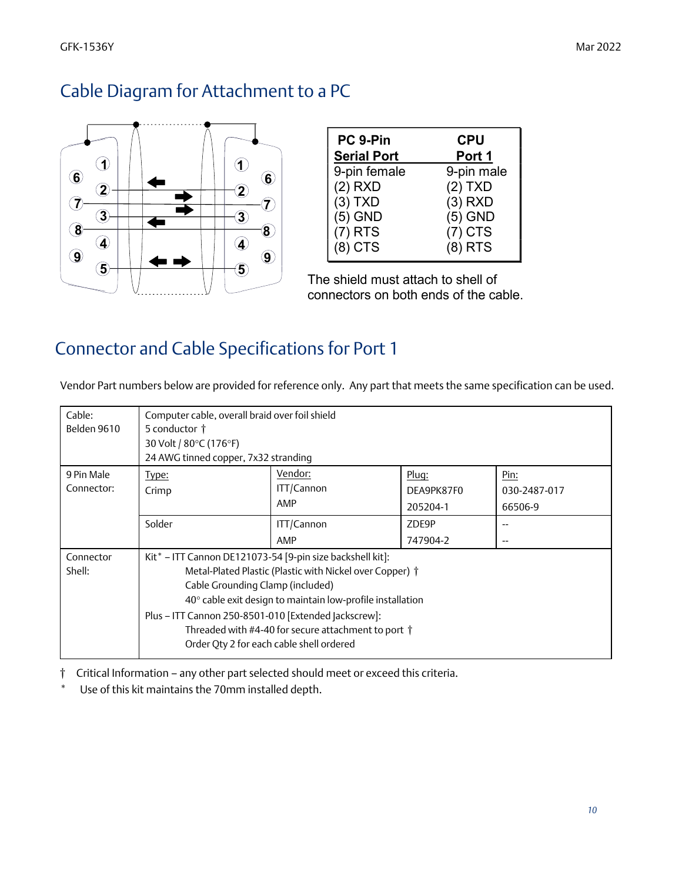## Cable Diagram for Attachment to a PC

| PC 9-Pin Serial Port | CPU Port 1 |
|---|---|
| 9-pin female | 9-pin male |
| (2) RXD | (2) TXD |
| (3) TXD | (3) RXD |
| (5) GND | (5) GND |
| (7) RTS | (7) CTS |
| (8) CTS | (8) RTS |

The shield must attach to shell of connectors on both ends of the cable.

## Connector and Cable Specifications for Port 1

Vendor Part numbers below are provided for reference only. Any part that meets the same specification can be used.

| | | | | |
|---|---|---|---|---|
| Cable: Belden 9610 | Computer cable, overall braid over foil shield<br>5 conductor †<br>30 Volt / 80°C (176°F)<br>24 AWG tinned copper, 7x32 stranding | | | |
| 9 Pin Male Connector: | Type:<br>Crimp | Vendor:<br>ITT/Cannon<br>AMP | Plug:<br>DEA9PK87F0<br>205204-1 | Pin:<br>030-2487-017<br>66506-9 |
| | Solder | ITT/Cannon<br>AMP | ZDE9P<br>747904-2 | --<br>-- |
| Connector Shell: | Kit* – ITT Cannon DE121073-54 [9-pin size backshell kit]:<br>Metal-Plated Plastic (Plastic with Nickel over Copper) †<br>Cable Grounding Clamp (included)<br>40° cable exit design to maintain low-profile installation<br>Plus – ITT Cannon 250-8501-010 [Extended Jackscrew]:<br>Threaded with #4-40 for secure attachment to port †<br>Order Qty 2 for each cable shell ordered | | | |

† Critical Information – any other part selected should meet or exceed this criteria.

\* Use of this kit maintains the 70mm installed depth.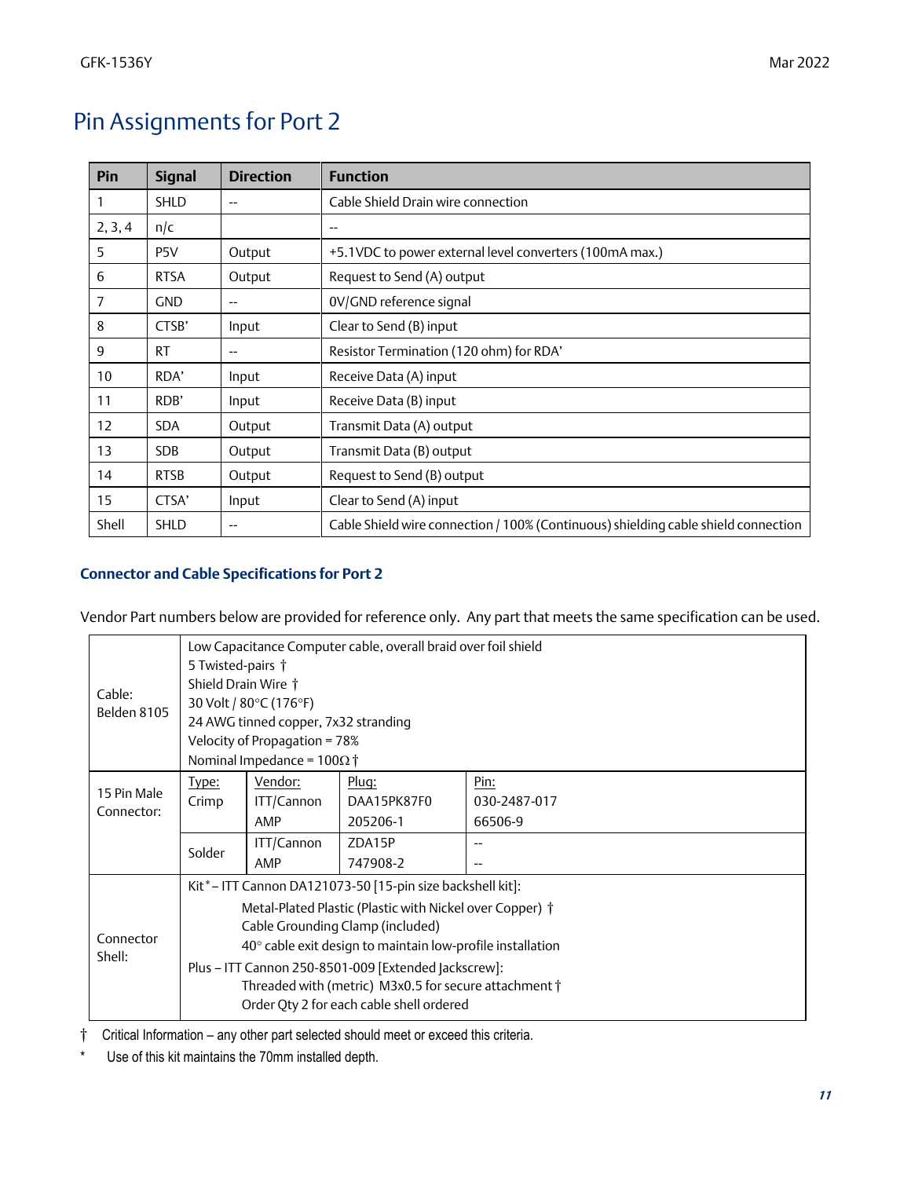# Pin Assignments for Port 2

| Pin | Signal | Direction | Function |
|---|---|---|---|
| 1 | SHLD | -- | Cable Shield Drain wire connection |
| 2, 3, 4 | n/c | | -- |
| 5 | P5V | Output | +5.1VDC to power external level converters (100mA max.) |
| 6 | RTSA | Output | Request to Send (A) output |
| 7 | GND | -- | 0V/GND reference signal |
| 8 | CTSB' | Input | Clear to Send (B) input |
| 9 | RT | -- | Resistor Termination (120 ohm) for RDA' |
| 10 | RDA' | Input | Receive Data (A) input |
| 11 | RDB' | Input | Receive Data (B) input |
| 12 | SDA | Output | Transmit Data (A) output |
| 13 | SDB | Output | Transmit Data (B) output |
| 14 | RTSB | Output | Request to Send (B) output |
| 15 | CTSA' | Input | Clear to Send (A) input |
| Shell | SHLD | -- | Cable Shield wire connection / 100% (Continuous) shielding cable shield connection |

### Connector and Cable Specifications for Port 2

Vendor Part numbers below are provided for reference only. Any part that meets the same specification can be used.

| | | | | |
|---|---|---|---|---|
| Cable: Belden 8105 | Low Capacitance Computer cable, overall braid over foil shield<br>5 Twisted-pairs †<br>Shield Drain Wire †<br>30 Volt / 80°C (176°F)<br>24 AWG tinned copper, 7x32 stranding<br>Velocity of Propagation = 78%<br>Nominal Impedance = 100Ω † | | | |
| 15 Pin Male Connector: | Type: Crimp | Vendor: ITT/Cannon<br>AMP | Plug: DAA15PK87F0<br>205206-1 | Pin: 030-2487-017<br>66506-9 |
| | Solder | ITT/Cannon<br>AMP | ZDA15P<br>747908-2 | --<br>-- |
| Connector Shell: | Kit* – ITT Cannon DA121073-50 [15-pin size backshell kit]:<br>Metal-Plated Plastic (Plastic with Nickel over Copper) †<br>Cable Grounding Clamp (included)<br>40° cable exit design to maintain low-profile installation<br>Plus – ITT Cannon 250-8501-009 [Extended Jackscrew]:<br>Threaded with (metric) M3x0.5 for secure attachment †<br>Order Qty 2 for each cable shell ordered | | | |

† Critical Information – any other part selected should meet or exceed this criteria.

\* Use of this kit maintains the 70mm installed depth.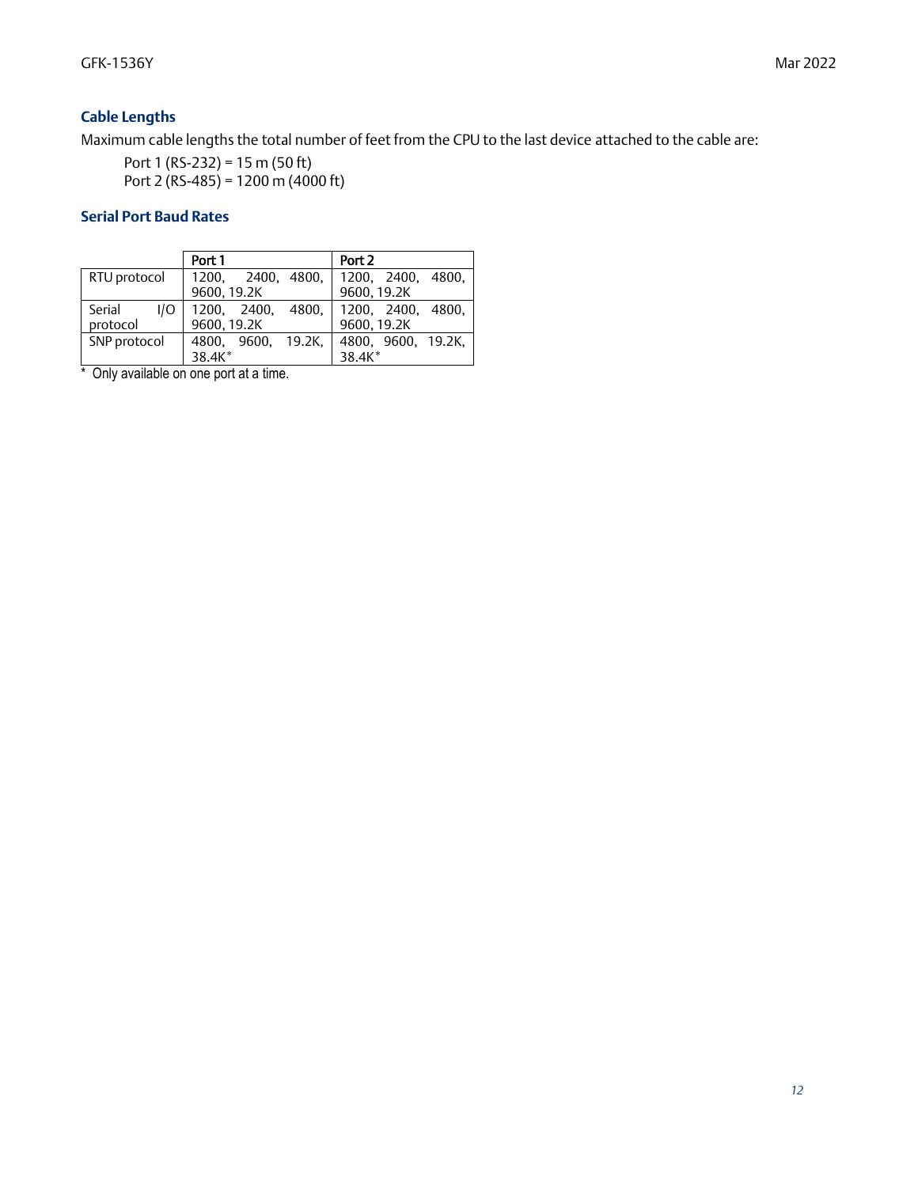### Cable Lengths

Maximum cable lengths the total number of feet from the CPU to the last device attached to the cable are:

Port 1 (RS-232) = 15 m (50 ft)
Port 2 (RS-485) = 1200 m (4000 ft)

### Serial Port Baud Rates

| | Port 1 | Port 2 |
|---|---|---|
| RTU protocol | 1200, 2400, 4800, 9600, 19.2K | 1200, 2400, 4800, 9600, 19.2K |
| Serial I/O protocol | 1200, 2400, 4800, 9600, 19.2K | 1200, 2400, 4800, 9600, 19.2K |
| SNP protocol | 4800, 9600, 19.2K, 38.4K* | 4800, 9600, 19.2K, 38.4K* |

\* Only available on one port at a time.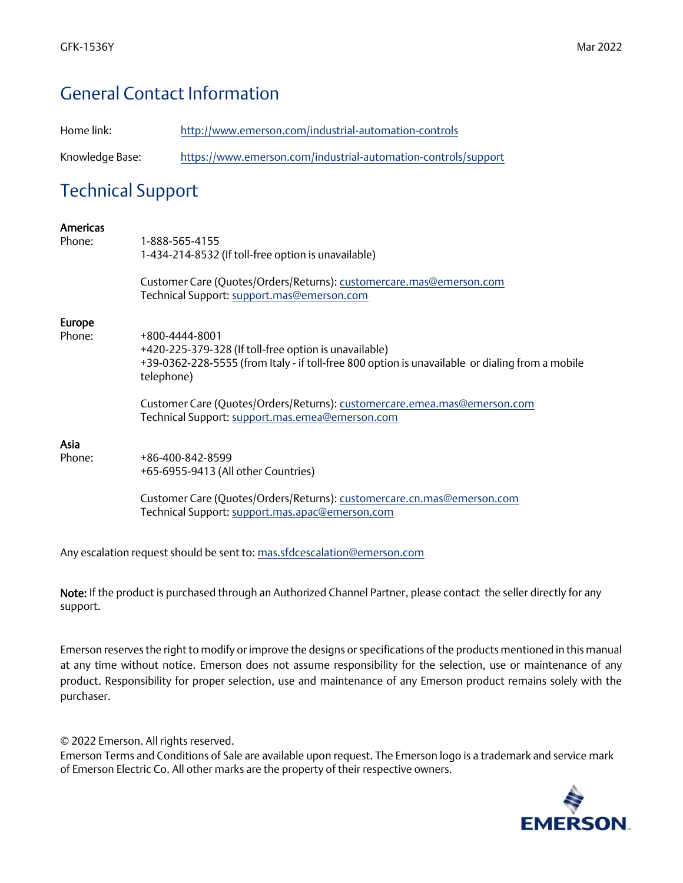## General Contact Information

Home link: http://www.emerson.com/industrial-automation-controls

Knowledge Base: https://www.emerson.com/industrial-automation-controls/support

## Technical Support

**Americas**

Phone: 1-888-565-4155
1-434-214-8532 (If toll-free option is unavailable)

Customer Care (Quotes/Orders/Returns): customercare.mas@emerson.com
Technical Support: support.mas@emerson.com

**Europe**

Phone: +800-4444-8001
+420-225-379-328 (If toll-free option is unavailable)
+39-0362-228-5555 (from Italy - if toll-free 800 option is unavailable or dialing from a mobile telephone)

Customer Care (Quotes/Orders/Returns): customercare.emea.mas@emerson.com
Technical Support: support.mas.emea@emerson.com

**Asia**

Phone: +86-400-842-8599
+65-6955-9413 (All other Countries)

Customer Care (Quotes/Orders/Returns): customercare.cn.mas@emerson.com
Technical Support: support.mas.apac@emerson.com

Any escalation request should be sent to: mas.sfdcescalation@emerson.com

**Note:** If the product is purchased through an Authorized Channel Partner, please contact the seller directly for any support.

Emerson reserves the right to modify or improve the designs or specifications of the products mentioned in this manual at any time without notice. Emerson does not assume responsibility for the selection, use or maintenance of any product. Responsibility for proper selection, use and maintenance of any Emerson product remains solely with the purchaser.

© 2022 Emerson. All rights reserved.
Emerson Terms and Conditions of Sale are available upon request. The Emerson logo is a trademark and service mark of Emerson Electric Co. All other marks are the property of their respective owners.